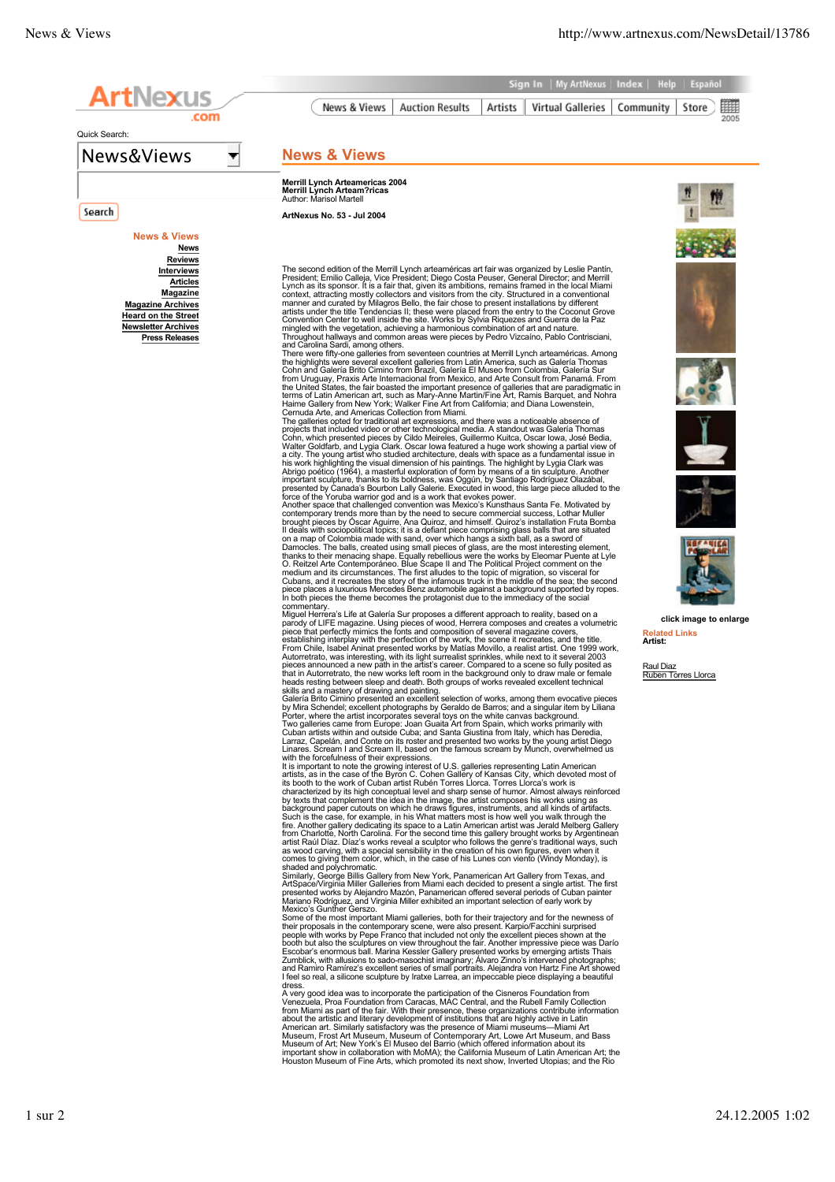# News & Views

**Merrill Lynch Arteamericas 2004**
**Merrill Lynch Arteam?ricas**
Author: Marisol Martell

**ArtNexus No. 53 - Jul 2004**

The second edition of the Merrill Lynch arteaméricas art fair was organized by Leslie Pantín, President; Emilio Calleja, Vice President; Diego Costa Peuser, General Director; and Merrill Lynch as its sponsor. It is a fair that, given its ambitions, remains framed in the local Miami context, attracting mostly collectors and visitors from the city. Structured in a conventional manner and curated by Milagros Bello, the fair chose to present installations by different artists under the title Tendencias II; these were placed from the entry to the Coconut Grove Convention Center to well inside the site. Works by Sylvia Riquezes and Guerra de la Paz mingled with the vegetation, achieving a harmonious combination of art and nature. Throughout hallways and common areas were pieces by Pedro Vizcaíno, Pablo Contrisciani, and Carolina Sardi, among others.

There were fifty-one galleries from seventeen countries at Merrill Lynch arteaméricas. Among the highlights were several excellent galleries from Latin America, such as Galería Thomas Cohn and Galería Brito Cimino from Brazil, Galería El Museo from Colombia, Galería Sur from Uruguay, Praxis Arte Internacional from Mexico, and Arte Consult from Panamá. From the United States, the fair boasted the important presence of galleries that are paradigmatic in terms of Latin American art, such as Mary-Anne Martin/Fine Art, Ramis Barquet, and Nohra Haime Gallery from New York; Walker Fine Art from California; and Diana Lowenstein, Cernuda Arte, and Americas Collection from Miami.

The galleries opted for traditional art expressions, and there was a noticeable absence of projects that included video or other technological media. A standout was Galería Thomas Cohn, which presented pieces by Cildo Meireles, Guillermo Kuitca, Oscar Iowa, José Bedia, Walter Goldfarb, and Lygia Clark. Oscar Iowa featured a huge work showing a partial view of a city. The young artist who studied architecture, deals with space as a fundamental issue in his work highlighting the visual dimension of his paintings. The highlight by Lygia Clark was Abrigo poético (1964), a masterful exploration of form by means of a tin sculpture. Another important sculpture, thanks to its boldness, was Oggún, by Santiago Rodríguez Olazábal, presented by Canada's Bourbon Lally Galerie. Executed in wood, this large piece alluded to the force of the Yoruba warrior god and is a work that evokes power.

Another space that challenged convention was Mexico's Kunsthaus Santa Fe. Motivated by contemporary trends more than by the need to secure commercial success, Lothar Muller brought pieces by Óscar Aguirre, Ana Quiroz, and himself. Quiroz's installation Fruta Bomba II deals with sociopolitical topics; it is a defiant piece comprising glass balls that are situated on a map of Colombia made with sand, over which hangs a sixth ball, as a sword of Damocles. The balls, created using small pieces of glass, are the most interesting element, thanks to their menacing shape. Equally rebellious were the works by Eleomar Puente at Lyle O. Reitzel Arte Contemporáneo. Blue Scape II and The Political Project comment on the medium and its circumstances. The first alludes to the topic of migration, so visceral for Cubans, and it recreates the story of the infamous truck in the middle of the sea; the second piece places a luxurious Mercedes Benz automobile against a background supported by ropes. In both pieces the theme becomes the protagonist due to the immediacy of the social commentary.

Miguel Herrera's Life at Galería Sur proposes a different approach to reality, based on a parody of LIFE magazine. Using pieces of wood, Herrera composes and creates a volumetric piece that perfectly mimics the fonts and composition of several magazine covers, establishing interplay with the perfection of the work, the scene it recreates, and the title.

From Chile, Isabel Aninat presented works by Matías Movillo, a realist artist. One 1999 work, Autorretrato, was interesting, with its light surrealist sprinkles, while next to it several 2003 pieces announced a new path in the artist's career. Compared to a scene so fully posited as that in Autorretrato, the new works left room in the background only to draw male or female heads resting between sleep and death. Both groups of works revealed excellent technical skills and a mastery of drawing and painting.

Galería Brito Cimino presented an excellent selection of works, among them evocative pieces by Mira Schendel; excellent photographs by Geraldo de Barros; and a singular item by Liliana Porter, where the artist incorporates several toys on the white canvas background.

Two galleries came from Europe: Joan Guaita Art from Spain, which works primarily with Cuban artists within and outside Cuba; and Santa Giustina from Italy, which has Deredia, Larraz, Capelán, and Conte on its roster and presented two works by the young artist Diego Linares. Scream I and Scream II, based on the famous scream by Munch, overwhelmed us with the forcefulness of their expressions.

It is important to note the growing interest of U.S. galleries representing Latin American artists, as in the case of the Byron C. Cohen Gallery of Kansas City, which devoted most of its booth to the work of Cuban artist Rubén Torres Llorca. Torres Llorca's work is characterized by its high conceptual level and sharp sense of humor. Almost always reinforced by texts that complement the idea in the image, the artist composes his works using as background paper cutouts on which he draws figures, instruments, and all kinds of artifacts. Such is the case, for example, in his What matters most is how well you walk through the fire. Another gallery dedicating its space to a Latin American artist was Jerald Melberg Gallery from Charlotte, North Carolina. For the second time this gallery brought works by Argentinean artist Raúl Díaz. Díaz's works reveal a sculptor who follows the genre's traditional ways, such as wood carving, with a special sensibility in the creation of his own figures, even when it comes to giving them color, which, in the case of his Lunes con viento (Windy Monday), is shaded and polychromatic.

Similarly, George Billis Gallery from New York, Panamerican Art Gallery from Texas, and ArtSpace/Virginia Miller Galleries from Miami each decided to present a single artist. The first presented works by Alejandro Mazón, Panamerican offered several periods of Cuban painter Mariano Rodríguez, and Virginia Miller exhibited an important selection of early work by Mexico's Gunther Gerszo.

Some of the most important Miami galleries, both for their trajectory and for the newness of their proposals in the contemporary scene, were also present. Karpio/Facchini surprised people with works by Pepe Franco that included not only the excellent pieces shown at the booth but also the sculptures on view throughout the fair. Another impressive piece was Darío Escobar's enormous ball. Marina Kessler Gallery presented works by emerging artists Thais Zumblick, with allusions to sado-masochist imaginary; Álvaro Zinno's intervened photographs; and Ramiro Ramírez's excellent series of small portraits. Alejandra von Hartz Fine Art showed I feel so real, a silicone sculpture by Iratxe Larrea, an impeccable piece displaying a beautiful dress.

A very good idea was to incorporate the participation of the Cisneros Foundation from Venezuela, Proa Foundation from Caracas, MAC Central, and the Rubell Family Collection from Miami as part of the fair. With their presence, these organizations contribute information about the artistic and literary development of institutions that are highly active in Latin American art. Similarly satisfactory was the presence of Miami museums—Miami Art Museum, Frost Art Museum, Museum of Contemporary Art, Lowe Art Museum, and Bass Museum of Art; New York's El Museo del Barrio (which offered information about its important show in collaboration with MoMA); the California Museum of Latin American Art; the Houston Museum of Fine Arts, which promoted its next show, Inverted Utopias; and the Rio

**click image to enlarge**

Related Links
**Artist:**

Raul Diaz
Rubén Torres Llorca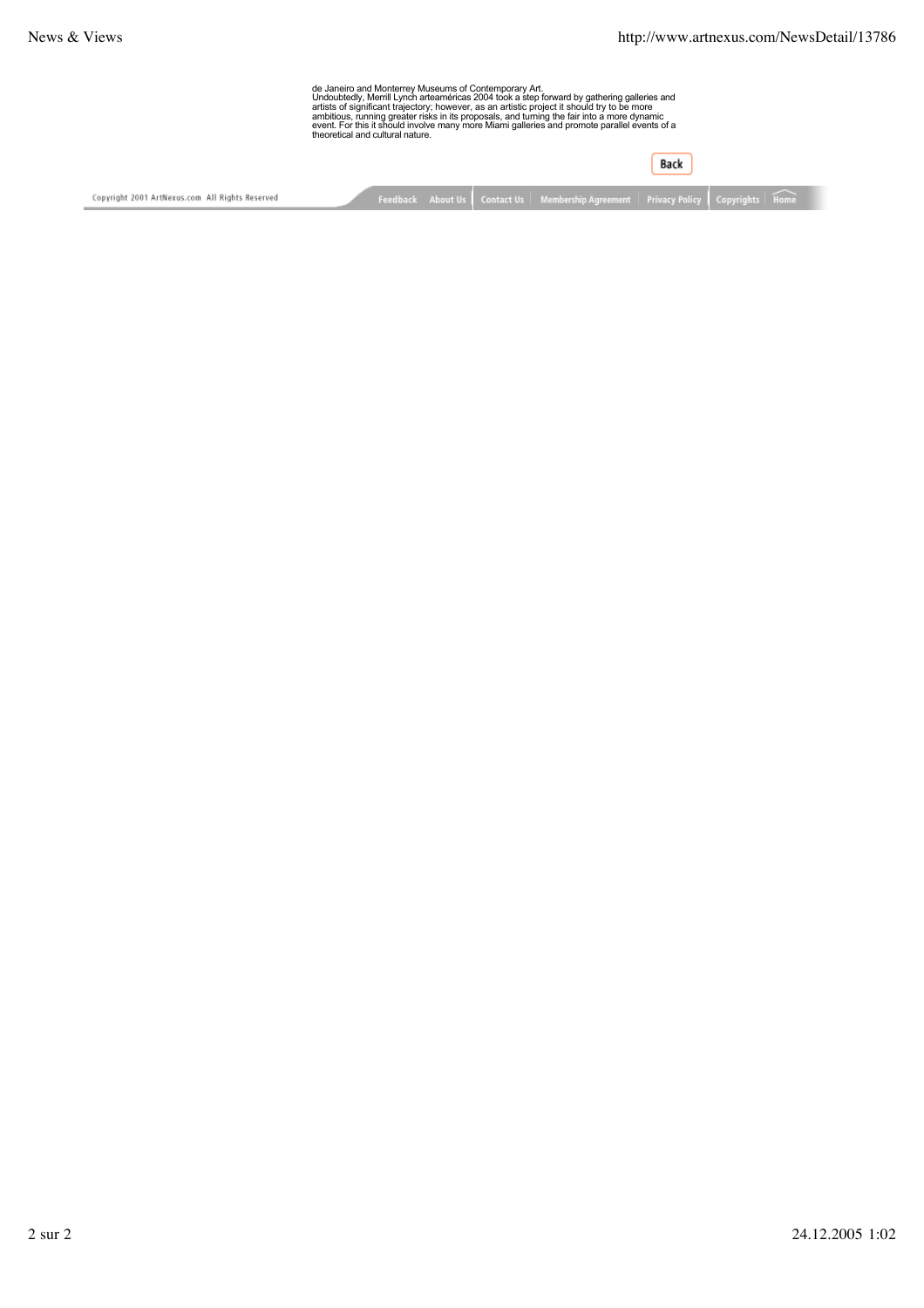de Janeiro and Monterrey Museums of Contemporary Art.
Undoubtedly, Merrill Lynch arteaméricas 2004 took a step forward by gathering galleries and artists of significant trajectory; however, as an artistic project it should try to be more ambitious, running greater risks in its proposals, and turning the fair into a more dynamic event. For this it should involve many more Miami galleries and promote parallel events of a theoretical and cultural nature.

Back

Copyright 2001 ArtNexus.com All Rights Reserved

Feedback | About Us | Contact Us | Membership Agreement | Privacy Policy | Copyrights | Home